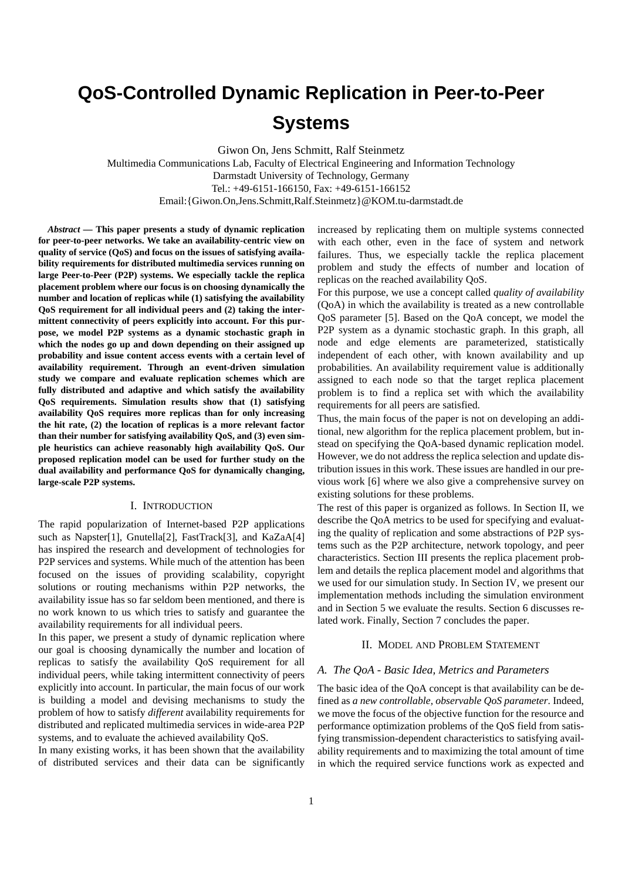# QoS-Controlled Dynamic Replication in Peer-to-Peer Systems

Giwon On, Jens Schmitt, Ralf Steinmetz

Multimedia Communications Lab, Faculty of Electrical Engineering and Information Technology
Darmstadt University of Technology, Germany
Tel.: +49-6151-166150, Fax: +49-6151-166152
Email:{Giwon.On,Jens.Schmitt,Ralf.Steinmetz}@KOM.tu-darmstadt.de

***Abstract* — This paper presents a study of dynamic replication for peer-to-peer networks. We take an availability-centric view on quality of service (QoS) and focus on the issues of satisfying availability requirements for distributed multimedia services running on large Peer-to-Peer (P2P) systems. We especially tackle the replica placement problem where our focus is on choosing dynamically the number and location of replicas while (1) satisfying the availability QoS requirement for all individual peers and (2) taking the intermittent connectivity of peers explicitly into account. For this purpose, we model P2P systems as a dynamic stochastic graph in which the nodes go up and down depending on their assigned up probability and issue content access events with a certain level of availability requirement. Through an event-driven simulation study we compare and evaluate replication schemes which are fully distributed and adaptive and which satisfy the availability QoS requirements. Simulation results show that (1) satisfying availability QoS requires more replicas than for only increasing the hit rate, (2) the location of replicas is a more relevant factor than their number for satisfying availability QoS, and (3) even simple heuristics can achieve reasonably high availability QoS. Our proposed replication model can be used for further study on the dual availability and performance QoS for dynamically changing, large-scale P2P systems.**

## I. Introduction

The rapid popularization of Internet-based P2P applications such as Napster[1], Gnutella[2], FastTrack[3], and KaZaA[4] has inspired the research and development of technologies for P2P services and systems. While much of the attention has been focused on the issues of providing scalability, copyright solutions or routing mechanisms within P2P networks, the availability issue has so far seldom been mentioned, and there is no work known to us which tries to satisfy and guarantee the availability requirements for all individual peers.

In this paper, we present a study of dynamic replication where our goal is choosing dynamically the number and location of replicas to satisfy the availability QoS requirement for all individual peers, while taking intermittent connectivity of peers explicitly into account. In particular, the main focus of our work is building a model and devising mechanisms to study the problem of how to satisfy *different* availability requirements for distributed and replicated multimedia services in wide-area P2P systems, and to evaluate the achieved availability QoS.

In many existing works, it has been shown that the availability of distributed services and their data can be significantly increased by replicating them on multiple systems connected with each other, even in the face of system and network failures. Thus, we especially tackle the replica placement problem and study the effects of number and location of replicas on the reached availability QoS.

For this purpose, we use a concept called *quality of availability* (QoA) in which the availability is treated as a new controllable QoS parameter [5]. Based on the QoA concept, we model the P2P system as a dynamic stochastic graph. In this graph, all node and edge elements are parameterized, statistically independent of each other, with known availability and up probabilities. An availability requirement value is additionally assigned to each node so that the target replica placement problem is to find a replica set with which the availability requirements for all peers are satisfied.

Thus, the main focus of the paper is not on developing an additional, new algorithm for the replica placement problem, but instead on specifying the QoA-based dynamic replication model. However, we do not address the replica selection and update distribution issues in this work. These issues are handled in our previous work [6] where we also give a comprehensive survey on existing solutions for these problems.

The rest of this paper is organized as follows. In Section II, we describe the QoA metrics to be used for specifying and evaluating the quality of replication and some abstractions of P2P systems such as the P2P architecture, network topology, and peer characteristics. Section III presents the replica placement problem and details the replica placement model and algorithms that we used for our simulation study. In Section IV, we present our implementation methods including the simulation environment and in Section 5 we evaluate the results. Section 6 discusses related work. Finally, Section 7 concludes the paper.

## II. Model and Problem Statement

### A. The QoA - Basic Idea, Metrics and Parameters

The basic idea of the QoA concept is that availability can be defined as *a new controllable, observable QoS parameter*. Indeed, we move the focus of the objective function for the resource and performance optimization problems of the QoS field from satisfying transmission-dependent characteristics to satisfying availability requirements and to maximizing the total amount of time in which the required service functions work as expected and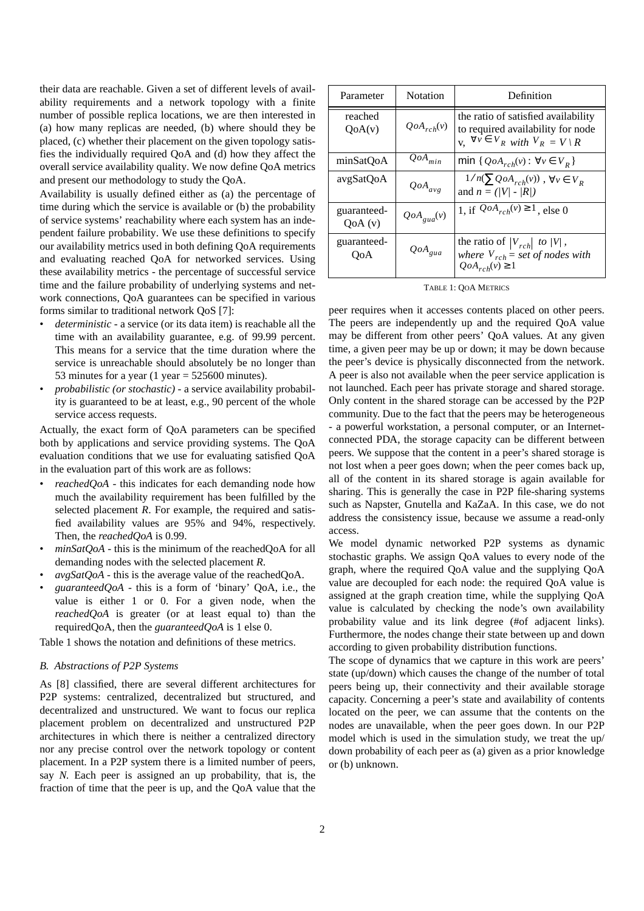their data are reachable. Given a set of different levels of availability requirements and a network topology with a finite number of possible replica locations, we are then interested in (a) how many replicas are needed, (b) where should they be placed, (c) whether their placement on the given topology satisfies the individually required QoA and (d) how they affect the overall service availability quality. We now define QoA metrics and present our methodology to study the QoA.

Availability is usually defined either as (a) the percentage of time during which the service is available or (b) the probability of service systems' reachability where each system has an independent failure probability. We use these definitions to specify our availability metrics used in both defining QoA requirements and evaluating reached QoA for networked services. Using these availability metrics - the percentage of successful service time and the failure probability of underlying systems and network connections, QoA guarantees can be specified in various forms similar to traditional network QoS [7]:

- *deterministic* - a service (or its data item) is reachable all the time with an availability guarantee, e.g. of 99.99 percent. This means for a service that the time duration where the service is unreachable should absolutely be no longer than 53 minutes for a year (1 year = 525600 minutes).
- *probabilistic (or stochastic)* - a service availability probability is guaranteed to be at least, e.g., 90 percent of the whole service access requests.

Actually, the exact form of QoA parameters can be specified both by applications and service providing systems. The QoA evaluation conditions that we use for evaluating satisfied QoA in the evaluation part of this work are as follows:

- *reachedQoA* - this indicates for each demanding node how much the availability requirement has been fulfilled by the selected placement *R*. For example, the required and satisfied availability values are 95% and 94%, respectively. Then, the *reachedQoA* is 0.99.
- *minSatQoA* - this is the minimum of the reachedQoA for all demanding nodes with the selected placement *R*.
- *avgSatQoA* - this is the average value of the reachedQoA.
- *guaranteedQoA* - this is a form of 'binary' QoA, i.e., the value is either 1 or 0. For a given node, when the *reachedQoA* is greater (or at least equal to) than the requiredQoA, then the *guaranteedQoA* is 1 else 0.

Table 1 shows the notation and definitions of these metrics.

| Parameter | Notation | Definition |
|---|---|---|
| reached QoA(v) | $QoA_{rch}(v)$ | the ratio of satisfied availability to required availability for node v, $\forall v \in V_R$ *with* $V_R = V \setminus R$ |
| minSatQoA | $QoA_{min}$ | $\min\{QoA_{rch}(v) : \forall v \in V_R\}$ |
| avgSatQoA | $QoA_{avg}$ | $1/n(\sum QoA_{rch}(v))$, $\forall v \in V_R$ and $n = (\lvert V \rvert - \lvert R \rvert)$ |
| guaranteed-QoA (v) | $QoA_{gua}(v)$ | 1, if $QoA_{rch}(v) \geq 1$, else 0 |
| guaranteed-QoA | $QoA_{gua}$ | the ratio of $\lvert V_{rch} \rvert$ *to* $\lvert V \rvert$, *where* $V_{rch}$ = *set of nodes with* $QoA_{rch}(v) \geq 1$ |

TABLE 1: QOA METRICS

### B. Abstractions of P2P Systems

As [8] classified, there are several different architectures for P2P systems: centralized, decentralized but structured, and decentralized and unstructured. We want to focus our replica placement problem on decentralized and unstructured P2P architectures in which there is neither a centralized directory nor any precise control over the network topology or content placement. In a P2P system there is a limited number of peers, say *N*. Each peer is assigned an up probability, that is, the fraction of time that the peer is up, and the QoA value that the peer requires when it accesses contents placed on other peers. The peers are independently up and the required QoA value may be different from other peers' QoA values. At any given time, a given peer may be up or down; it may be down because the peer's device is physically disconnected from the network. A peer is also not available when the peer service application is not launched. Each peer has private storage and shared storage. Only content in the shared storage can be accessed by the P2P community. Due to the fact that the peers may be heterogeneous - a powerful workstation, a personal computer, or an Internet-connected PDA, the storage capacity can be different between peers. We suppose that the content in a peer's shared storage is not lost when a peer goes down; when the peer comes back up, all of the content in its shared storage is again available for sharing. This is generally the case in P2P file-sharing systems such as Napster, Gnutella and KaZaA. In this case, we do not address the consistency issue, because we assume a read-only access.

We model dynamic networked P2P systems as dynamic stochastic graphs. We assign QoA values to every node of the graph, where the required QoA value and the supplying QoA value are decoupled for each node: the required QoA value is assigned at the graph creation time, while the supplying QoA value is calculated by checking the node's own availability probability value and its link degree (#of adjacent links). Furthermore, the nodes change their state between up and down according to given probability distribution functions.

The scope of dynamics that we capture in this work are peers' state (up/down) which causes the change of the number of total peers being up, their connectivity and their available storage capacity. Concerning a peer's state and availability of contents located on the peer, we can assume that the contents on the nodes are unavailable, when the peer goes down. In our P2P model which is used in the simulation study, we treat the up/down probability of each peer as (a) given as a prior knowledge or (b) unknown.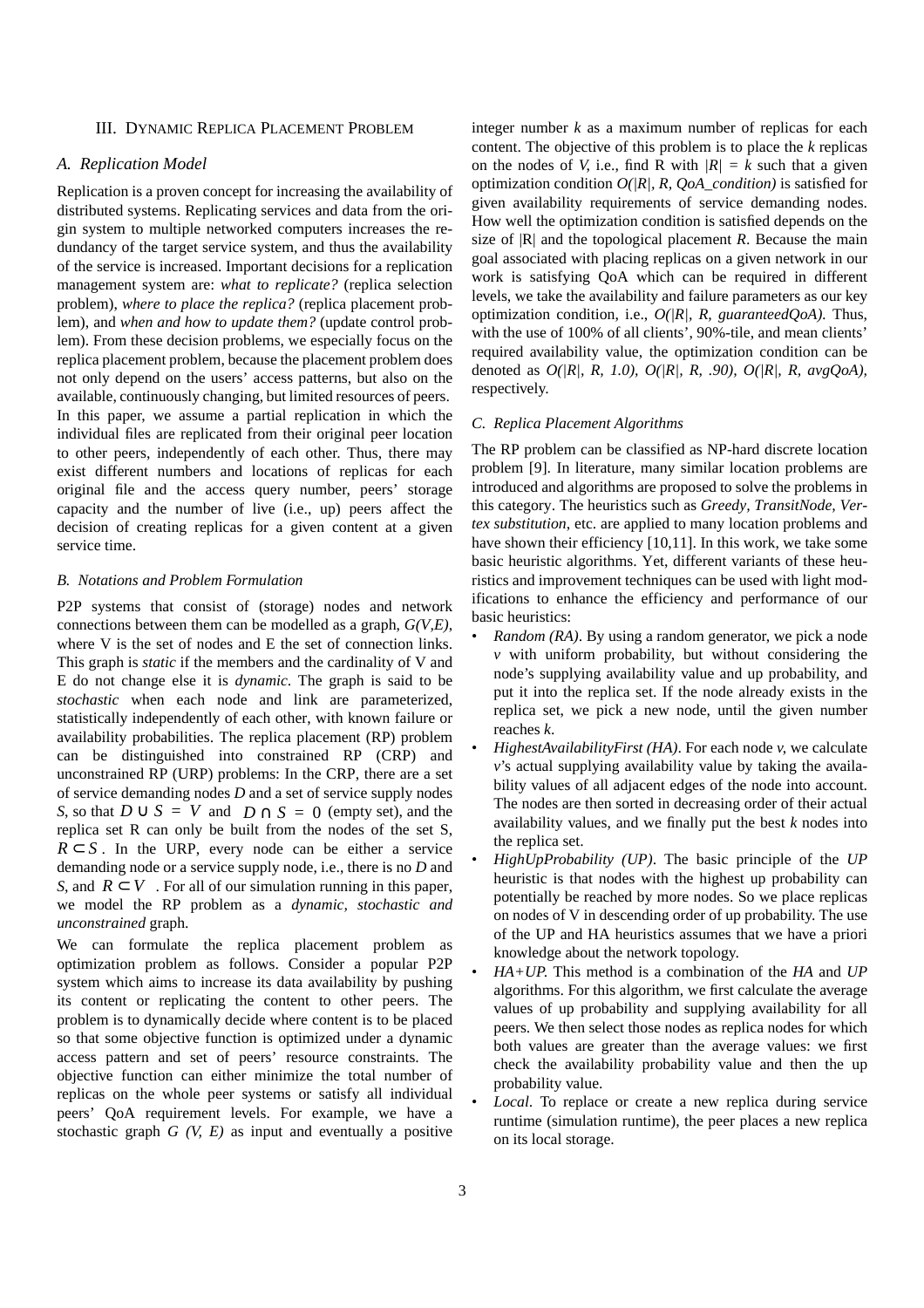## III. Dynamic Replica Placement Problem

### A. Replication Model

Replication is a proven concept for increasing the availability of distributed systems. Replicating services and data from the origin system to multiple networked computers increases the redundancy of the target service system, and thus the availability of the service is increased. Important decisions for a replication management system are: *what to replicate?* (replica selection problem), *where to place the replica?* (replica placement problem), and *when and how to update them?* (update control problem). From these decision problems, we especially focus on the replica placement problem, because the placement problem does not only depend on the users' access patterns, but also on the available, continuously changing, but limited resources of peers. In this paper, we assume a partial replication in which the individual files are replicated from their original peer location to other peers, independently of each other. Thus, there may exist different numbers and locations of replicas for each original file and the access query number, peers' storage capacity and the number of live (i.e., up) peers affect the decision of creating replicas for a given content at a given service time.

### B. Notations and Problem Formulation

P2P systems that consist of (storage) nodes and network connections between them can be modelled as a graph, *G(V,E)*, where V is the set of nodes and E the set of connection links. This graph is *static* if the members and the cardinality of V and E do not change else it is *dynamic*. The graph is said to be *stochastic* when each node and link are parameterized, statistically independently of each other, with known failure or availability probabilities. The replica placement (RP) problem can be distinguished into constrained RP (CRP) and unconstrained RP (URP) problems: In the CRP, there are a set of service demanding nodes *D* and a set of service supply nodes *S*, so that $D \cup S = V$ and $D \cap S = 0$ (empty set), and the replica set R can only be built from the nodes of the set S, $R \subset S$. In the URP, every node can be either a service demanding node or a service supply node, i.e., there is no *D* and *S*, and $R \subset V$ . For all of our simulation running in this paper, we model the RP problem as a *dynamic, stochastic and unconstrained* graph.

We can formulate the replica placement problem as optimization problem as follows. Consider a popular P2P system which aims to increase its data availability by pushing its content or replicating the content to other peers. The problem is to dynamically decide where content is to be placed so that some objective function is optimized under a dynamic access pattern and set of peers' resource constraints. The objective function can either minimize the total number of replicas on the whole peer systems or satisfy all individual peers' QoA requirement levels. For example, we have a stochastic graph *G (V, E)* as input and eventually a positive integer number *k* as a maximum number of replicas for each content. The objective of this problem is to place the *k* replicas on the nodes of *V*, i.e., find R with $|R| = k$ such that a given optimization condition *O(|R|, R, QoA_condition)* is satisfied for given availability requirements of service demanding nodes. How well the optimization condition is satisfied depends on the size of |R| and the topological placement *R*. Because the main goal associated with placing replicas on a given network in our work is satisfying QoA which can be required in different levels, we take the availability and failure parameters as our key optimization condition, i.e., *O(|R|, R, guaranteedQoA)*. Thus, with the use of 100% of all clients', 90%-tile, and mean clients' required availability value, the optimization condition can be denoted as *O(|R|, R, 1.0)*, *O(|R|, R, .90)*, *O(|R|, R, avgQoA)*, respectively.

### C. Replica Placement Algorithms

The RP problem can be classified as NP-hard discrete location problem [9]. In literature, many similar location problems are introduced and algorithms are proposed to solve the problems in this category. The heuristics such as *Greedy*, *TransitNode*, *Vertex substitution*, etc. are applied to many location problems and have shown their efficiency [10,11]. In this work, we take some basic heuristic algorithms. Yet, different variants of these heuristics and improvement techniques can be used with light modifications to enhance the efficiency and performance of our basic heuristics:

- *Random (RA)*. By using a random generator, we pick a node *v* with uniform probability, but without considering the node's supplying availability value and up probability, and put it into the replica set. If the node already exists in the replica set, we pick a new node, until the given number reaches *k*.
- *HighestAvailabilityFirst (HA)*. For each node *v*, we calculate *v*'s actual supplying availability value by taking the availability values of all adjacent edges of the node into account. The nodes are then sorted in decreasing order of their actual availability values, and we finally put the best *k* nodes into the replica set.
- *HighUpProbability (UP)*. The basic principle of the *UP* heuristic is that nodes with the highest up probability can potentially be reached by more nodes. So we place replicas on nodes of V in descending order of up probability. The use of the UP and HA heuristics assumes that we have a priori knowledge about the network topology.
- *HA+UP*. This method is a combination of the *HA* and *UP* algorithms. For this algorithm, we first calculate the average values of up probability and supplying availability for all peers. We then select those nodes as replica nodes for which both values are greater than the average values: we first check the availability probability value and then the up probability value.
- *Local*. To replace or create a new replica during service runtime (simulation runtime), the peer places a new replica on its local storage.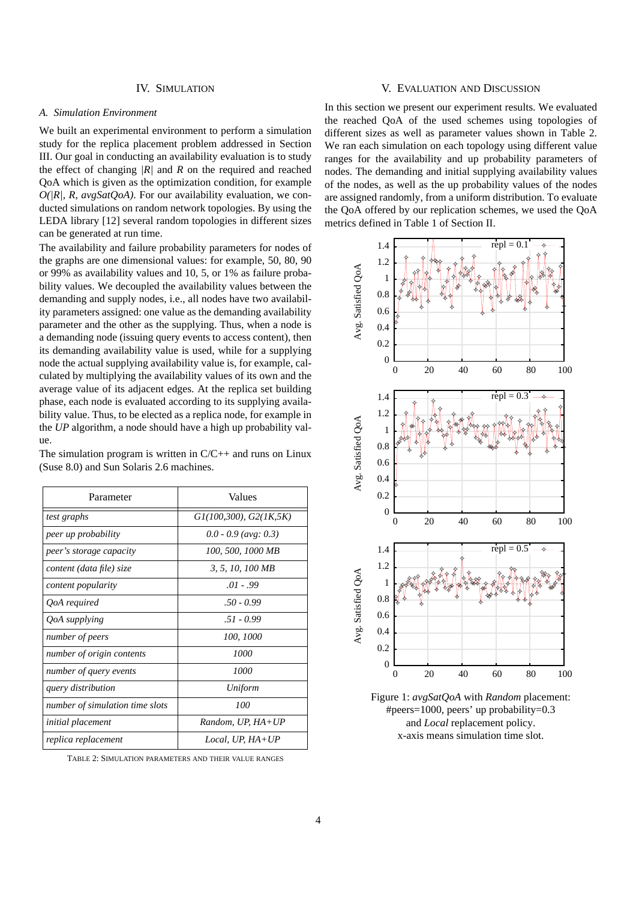## IV. Simulation

### A. Simulation Environment

We built an experimental environment to perform a simulation study for the replica placement problem addressed in Section III. Our goal in conducting an availability evaluation is to study the effect of changing $|R|$ and $R$ on the required and reached QoA which is given as the optimization condition, for example $O(|R|, R, avgSatQoA)$. For our availability evaluation, we conducted simulations on random network topologies. By using the LEDA library [12] several random topologies in different sizes can be generated at run time.

The availability and failure probability parameters for nodes of the graphs are one dimensional values: for example, 50, 80, 90 or 99% as availability values and 10, 5, or 1% as failure probability values. We decoupled the availability values between the demanding and supply nodes, i.e., all nodes have two availability parameters assigned: one value as the demanding availability parameter and the other as the supplying. Thus, when a node is a demanding node (issuing query events to access content), then its demanding availability value is used, while for a supplying node the actual supplying availability value is, for example, calculated by multiplying the availability values of its own and the average value of its adjacent edges. At the replica set building phase, each node is evaluated according to its supplying availability value. Thus, to be elected as a replica node, for example in the *UP* algorithm, a node should have a high up probability value.

The simulation program is written in C/C++ and runs on Linux (Suse 8.0) and Sun Solaris 2.6 machines.

| Parameter | Values |
|---|---|
| *test graphs* | *G1(100,300), G2(1K,5K)* |
| *peer up probability* | *0.0 - 0.9 (avg: 0.3)* |
| *peer's storage capacity* | *100, 500, 1000 MB* |
| *content (data file) size* | *3, 5, 10, 100 MB* |
| *content popularity* | *.01 - .99* |
| *QoA required* | *.50 - 0.99* |
| *QoA supplying* | *.51 - 0.99* |
| *number of peers* | *100, 1000* |
| *number of origin contents* | *1000* |
| *number of query events* | *1000* |
| *query distribution* | *Uniform* |
| *number of simulation time slots* | *100* |
| *initial placement* | *Random, UP, HA+UP* |
| *replica replacement* | *Local, UP, HA+UP* |

TABLE 2: SIMULATION PARAMETERS AND THEIR VALUE RANGES

## V. Evaluation and Discussion

In this section we present our experiment results. We evaluated the reached QoA of the used schemes using topologies of different sizes as well as parameter values shown in Table 2. We ran each simulation on each topology using different value ranges for the availability and up probability parameters of nodes. The demanding and initial supplying availability values of the nodes, as well as the up probability values of the nodes are assigned randomly, from a uniform distribution. To evaluate the QoA offered by our replication schemes, we used the QoA metrics defined in Table 1 of Section II.

Figure 1: *avgSatQoA* with *Random* placement: #peers=1000, peers' up probability=0.3 and *Local* replacement policy. x-axis means simulation time slot.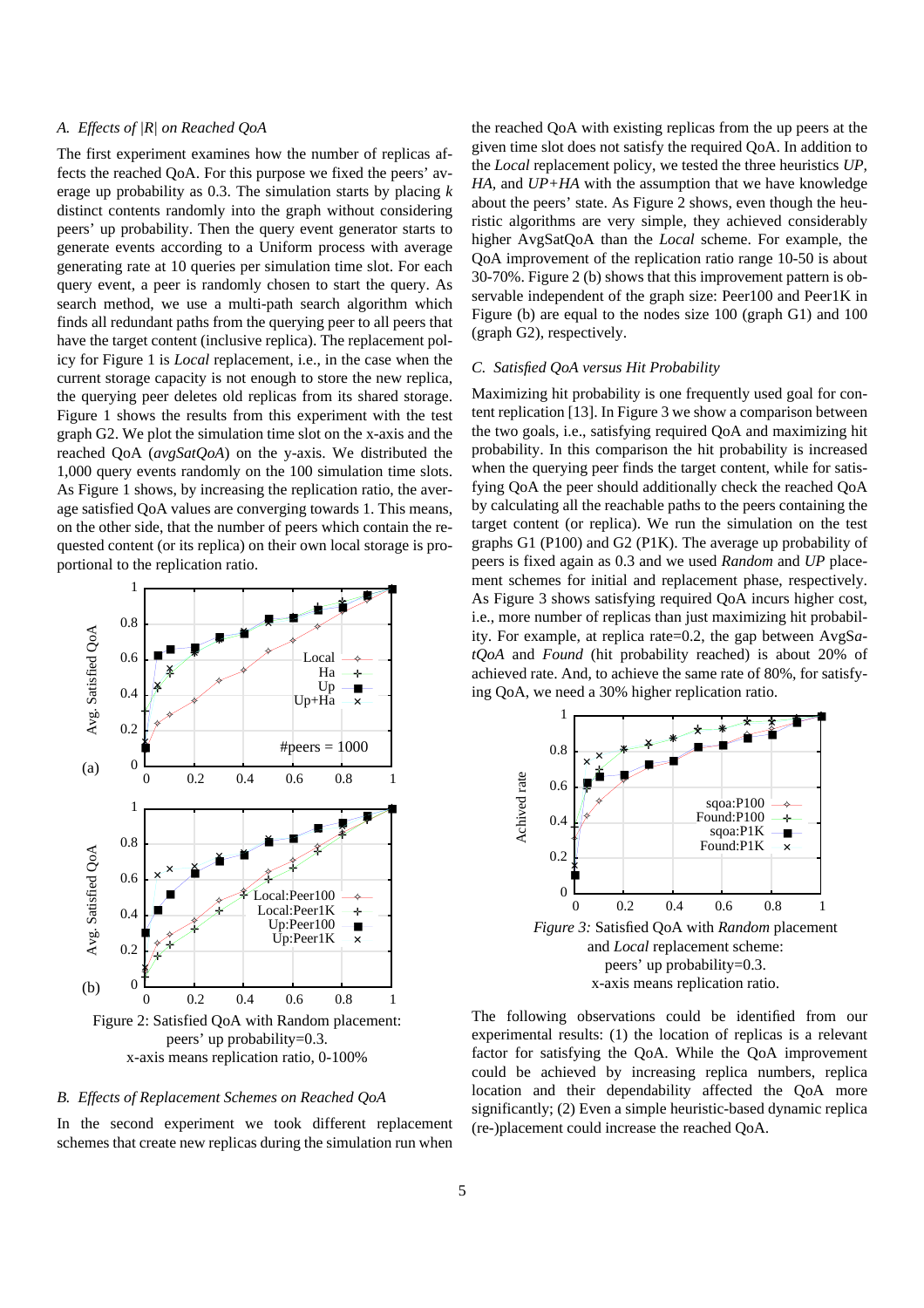### A. Effects of |R| on Reached QoA

The first experiment examines how the number of replicas affects the reached QoA. For this purpose we fixed the peers' average up probability as 0.3. The simulation starts by placing $k$ distinct contents randomly into the graph without considering peers' up probability. Then the query event generator starts to generate events according to a Uniform process with average generating rate at 10 queries per simulation time slot. For each query event, a peer is randomly chosen to start the query. As search method, we use a multi-path search algorithm which finds all redundant paths from the querying peer to all peers that have the target content (inclusive replica). The replacement policy for Figure 1 is *Local* replacement, i.e., in the case when the current storage capacity is not enough to store the new replica, the querying peer deletes old replicas from its shared storage. Figure 1 shows the results from this experiment with the test graph G2. We plot the simulation time slot on the x-axis and the reached QoA (*avgSatQoA*) on the y-axis. We distributed the 1,000 query events randomly on the 100 simulation time slots. As Figure 1 shows, by increasing the replication ratio, the average satisfied QoA values are converging towards 1. This means, on the other side, that the number of peers which contain the requested content (or its replica) on their own local storage is proportional to the replication ratio.

Figure 2: Satisfied QoA with Random placement: peers' up probability=0.3. x-axis means replication ratio, 0-100%

### B. Effects of Replacement Schemes on Reached QoA

In the second experiment we took different replacement schemes that create new replicas during the simulation run when the reached QoA with existing replicas from the up peers at the given time slot does not satisfy the required QoA. In addition to the *Local* replacement policy, we tested the three heuristics *UP*, *HA*, and *UP+HA* with the assumption that we have knowledge about the peers' state. As Figure 2 shows, even though the heuristic algorithms are very simple, they achieved considerably higher AvgSatQoA than the *Local* scheme. For example, the QoA improvement of the replication ratio range 10-50 is about 30-70%. Figure 2 (b) shows that this improvement pattern is observable independent of the graph size: Peer100 and Peer1K in Figure (b) are equal to the nodes size 100 (graph G1) and 100 (graph G2), respectively.

### C. Satisfied QoA versus Hit Probability

Maximizing hit probability is one frequently used goal for content replication [13]. In Figure 3 we show a comparison between the two goals, i.e., satisfying required QoA and maximizing hit probability. In this comparison the hit probability is increased when the querying peer finds the target content, while for satisfying QoA the peer should additionally check the reached QoA by calculating all the reachable paths to the peers containing the target content (or replica). We run the simulation on the test graphs G1 (P100) and G2 (P1K). The average up probability of peers is fixed again as 0.3 and we used *Random* and *UP* placement schemes for initial and replacement phase, respectively. As Figure 3 shows satisfying required QoA incurs higher cost, i.e., more number of replicas than just maximizing hit probability. For example, at replica rate=0.2, the gap between *AvgSatQoA* and *Found* (hit probability reached) is about 20% of achieved rate. And, to achieve the same rate of 80%, for satisfying QoA, we need a 30% higher replication ratio.

*Figure 3:* Satisfied QoA with *Random* placement and *Local* replacement scheme: peers' up probability=0.3. x-axis means replication ratio.

The following observations could be identified from our experimental results: (1) the location of replicas is a relevant factor for satisfying the QoA. While the QoA improvement could be achieved by increasing replica numbers, replica location and their dependability affected the QoA more significantly; (2) Even a simple heuristic-based dynamic replica (re-)placement could increase the reached QoA.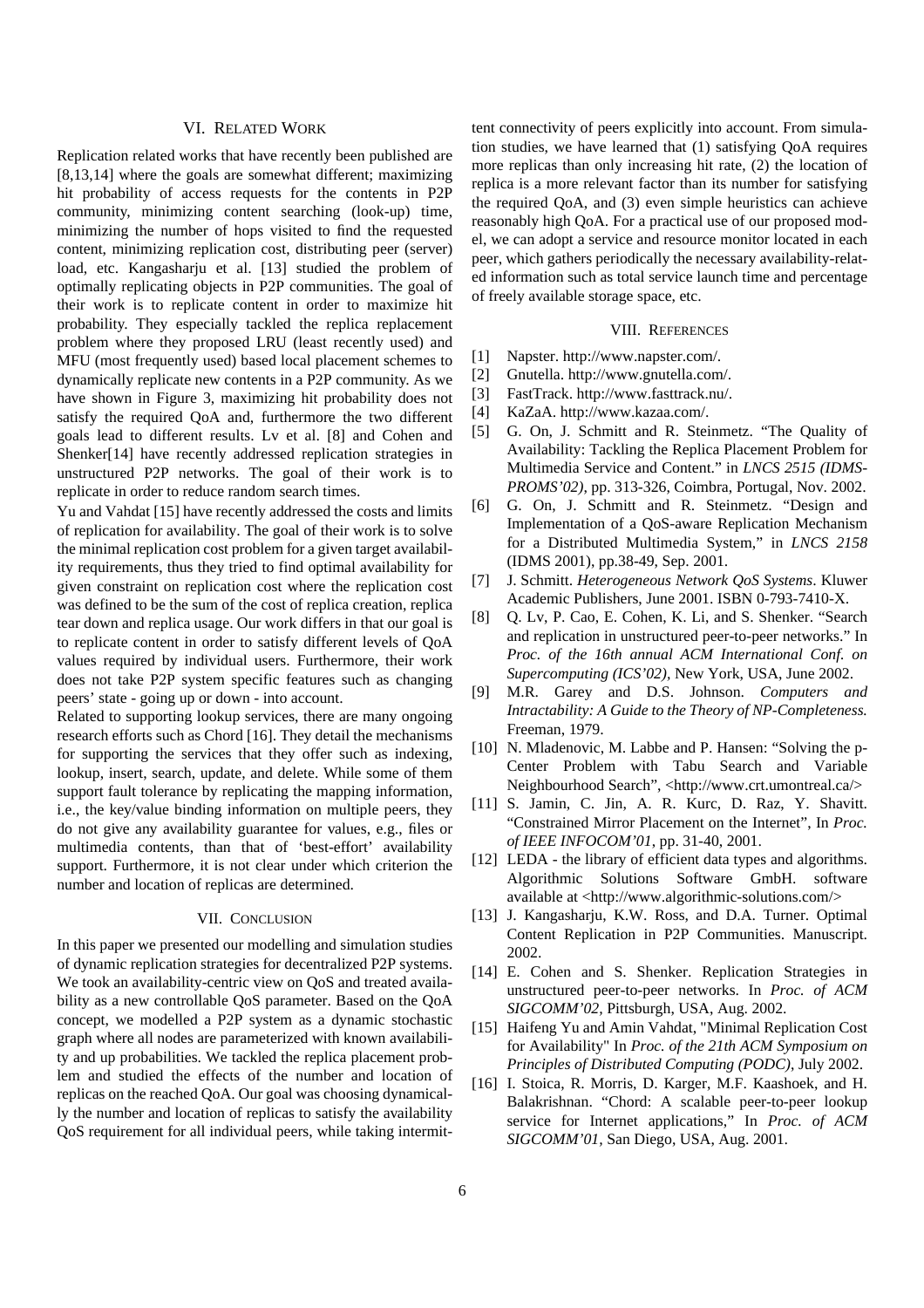## VI. Related Work

Replication related works that have recently been published are [8,13,14] where the goals are somewhat different; maximizing hit probability of access requests for the contents in P2P community, minimizing content searching (look-up) time, minimizing the number of hops visited to find the requested content, minimizing replication cost, distributing peer (server) load, etc. Kangasharju et al. [13] studied the problem of optimally replicating objects in P2P communities. The goal of their work is to replicate content in order to maximize hit probability. They especially tackled the replica replacement problem where they proposed LRU (least recently used) and MFU (most frequently used) based local placement schemes to dynamically replicate new contents in a P2P community. As we have shown in Figure 3, maximizing hit probability does not satisfy the required QoA and, furthermore the two different goals lead to different results. Lv et al. [8] and Cohen and Shenker[14] have recently addressed replication strategies in unstructured P2P networks. The goal of their work is to replicate in order to reduce random search times.

Yu and Vahdat [15] have recently addressed the costs and limits of replication for availability. The goal of their work is to solve the minimal replication cost problem for a given target availability requirements, thus they tried to find optimal availability for given constraint on replication cost where the replication cost was defined to be the sum of the cost of replica creation, replica tear down and replica usage. Our work differs in that our goal is to replicate content in order to satisfy different levels of QoA values required by individual users. Furthermore, their work does not take P2P system specific features such as changing peers' state - going up or down - into account.

Related to supporting lookup services, there are many ongoing research efforts such as Chord [16]. They detail the mechanisms for supporting the services that they offer such as indexing, lookup, insert, search, update, and delete. While some of them support fault tolerance by replicating the mapping information, i.e., the key/value binding information on multiple peers, they do not give any availability guarantee for values, e.g., files or multimedia contents, than that of 'best-effort' availability support. Furthermore, it is not clear under which criterion the number and location of replicas are determined.

## VII. Conclusion

In this paper we presented our modelling and simulation studies of dynamic replication strategies for decentralized P2P systems. We took an availability-centric view on QoS and treated availability as a new controllable QoS parameter. Based on the QoA concept, we modelled a P2P system as a dynamic stochastic graph where all nodes are parameterized with known availability and up probabilities. We tackled the replica placement problem and studied the effects of the number and location of replicas on the reached QoA. Our goal was choosing dynamically the number and location of replicas to satisfy the availability QoS requirement for all individual peers, while taking intermittent connectivity of peers explicitly into account. From simulation studies, we have learned that (1) satisfying QoA requires more replicas than only increasing hit rate, (2) the location of replica is a more relevant factor than its number for satisfying the required QoA, and (3) even simple heuristics can achieve reasonably high QoA. For a practical use of our proposed model, we can adopt a service and resource monitor located in each peer, which gathers periodically the necessary availability-related information such as total service launch time and percentage of freely available storage space, etc.

## VIII. References

[1] Napster. http://www.napster.com/.

[2] Gnutella. http://www.gnutella.com/.

[3] FastTrack. http://www.fasttrack.nu/.

[4] KaZaA. http://www.kazaa.com/.

[5] G. On, J. Schmitt and R. Steinmetz. "The Quality of Availability: Tackling the Replica Placement Problem for Multimedia Service and Content." in *LNCS 2515 (IDMS-PROMS'02)*, pp. 313-326, Coimbra, Portugal, Nov. 2002.

[6] G. On, J. Schmitt and R. Steinmetz. "Design and Implementation of a QoS-aware Replication Mechanism for a Distributed Multimedia System," in *LNCS 2158* (IDMS 2001), pp.38-49, Sep. 2001.

[7] J. Schmitt. *Heterogeneous Network QoS Systems*. Kluwer Academic Publishers, June 2001. ISBN 0-793-7410-X.

[8] Q. Lv, P. Cao, E. Cohen, K. Li, and S. Shenker. "Search and replication in unstructured peer-to-peer networks." In *Proc. of the 16th annual ACM International Conf. on Supercomputing (ICS'02)*, New York, USA, June 2002.

[9] M.R. Garey and D.S. Johnson. *Computers and Intractability: A Guide to the Theory of NP-Completeness.* Freeman, 1979.

[10] N. Mladenovic, M. Labbe and P. Hansen: "Solving the p-Center Problem with Tabu Search and Variable Neighbourhood Search", <http://www.crt.umontreal.ca/>

[11] S. Jamin, C. Jin, A. R. Kurc, D. Raz, Y. Shavitt. "Constrained Mirror Placement on the Internet", In *Proc. of IEEE INFOCOM'01*, pp. 31-40, 2001.

[12] LEDA - the library of efficient data types and algorithms. Algorithmic Solutions Software GmbH. software available at <http://www.algorithmic-solutions.com/>

[13] J. Kangasharju, K.W. Ross, and D.A. Turner. Optimal Content Replication in P2P Communities. Manuscript. 2002.

[14] E. Cohen and S. Shenker. Replication Strategies in unstructured peer-to-peer networks. In *Proc. of ACM SIGCOMM'02*, Pittsburgh, USA, Aug. 2002.

[15] Haifeng Yu and Amin Vahdat, "Minimal Replication Cost for Availability" In *Proc. of the 21th ACM Symposium on Principles of Distributed Computing (PODC)*, July 2002.

[16] I. Stoica, R. Morris, D. Karger, M.F. Kaashoek, and H. Balakrishnan. "Chord: A scalable peer-to-peer lookup service for Internet applications," In *Proc. of ACM SIGCOMM'01*, San Diego, USA, Aug. 2001.